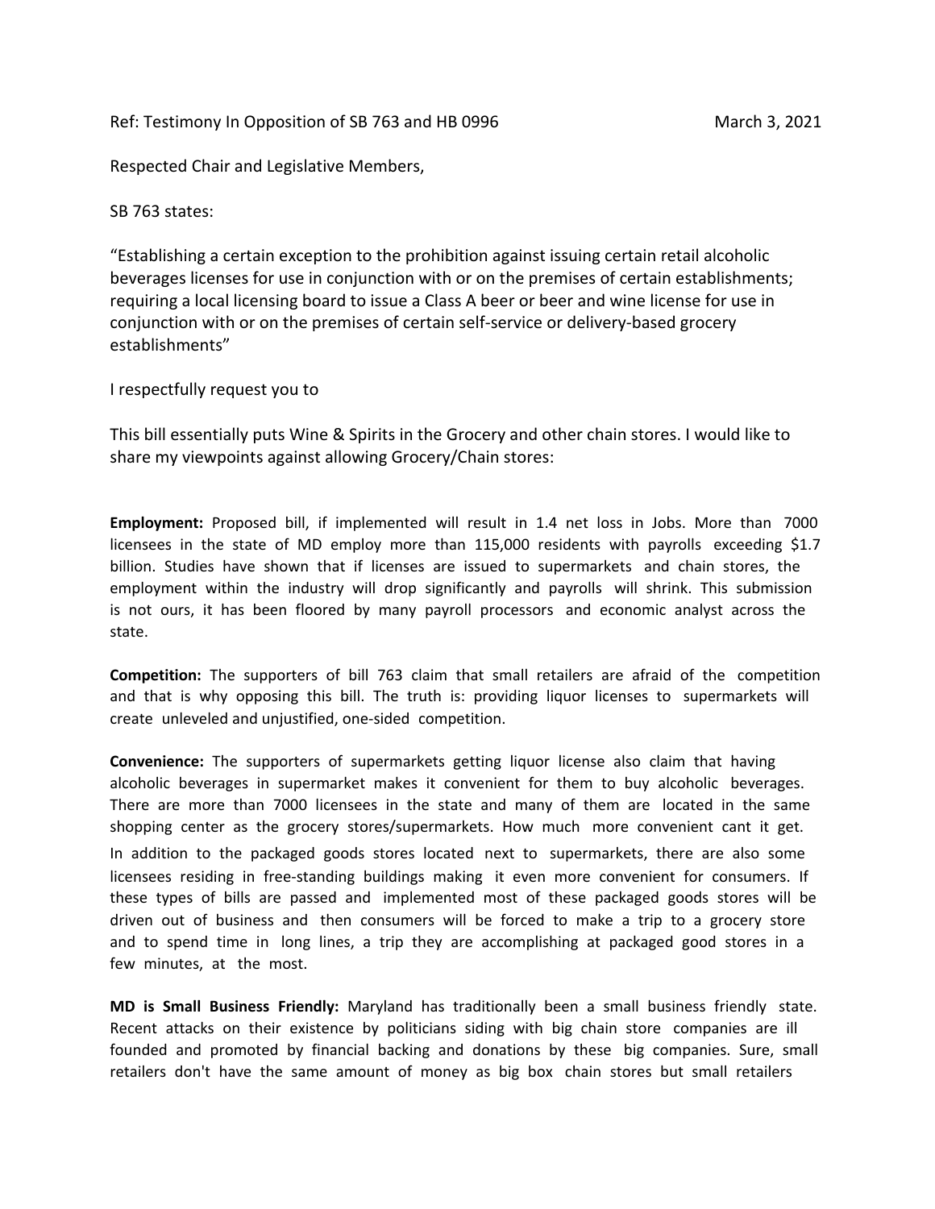Ref: Testimony In Opposition of SB 763 and HB 0996 March 3, 2021

Respected Chair and Legislative Members,

SB 763 states:

"Establishing a certain exception to the prohibition against issuing certain retail alcoholic beverages licenses for use in conjunction with or on the premises of certain establishments; requiring a local licensing board to issue a Class A beer or beer and wine license for use in conjunction with or on the premises of certain self-service or delivery-based grocery establishments"

I respectfully request you to

This bill essentially puts Wine & Spirits in the Grocery and other chain stores. I would like to share my viewpoints against allowing Grocery/Chain stores:

**Employment:** Proposed bill, if implemented will result in 1.4 net loss in Jobs. More than 7000 licensees in the state of MD employ more than 115,000 residents with payrolls exceeding $1.7 billion. Studies have shown that if licenses are issued to supermarkets and chain stores, the employment within the industry will drop significantly and payrolls will shrink. This submission is not ours, it has been floored by many payroll processors and economic analyst across the state.

**Competition:** The supporters of bill 763 claim that small retailers are afraid of the competition and that is why opposing this bill. The truth is: providing liquor licenses to supermarkets will create unleveled and unjustified, one-sided competition.

**Convenience:** The supporters of supermarkets getting liquor license also claim that having alcoholic beverages in supermarket makes it convenient for them to buy alcoholic beverages. There are more than 7000 licensees in the state and many of them are located in the same shopping center as the grocery stores/supermarkets. How much more convenient cant it get. In addition to the packaged goods stores located next to supermarkets, there are also some licensees residing in free-standing buildings making it even more convenient for consumers. If these types of bills are passed and implemented most of these packaged goods stores will be driven out of business and then consumers will be forced to make a trip to a grocery store and to spend time in long lines, a trip they are accomplishing at packaged good stores in a few minutes, at the most.

**MD is Small Business Friendly:** Maryland has traditionally been a small business friendly state. Recent attacks on their existence by politicians siding with big chain store companies are ill founded and promoted by financial backing and donations by these big companies. Sure, small retailers don't have the same amount of money as big box chain stores but small retailers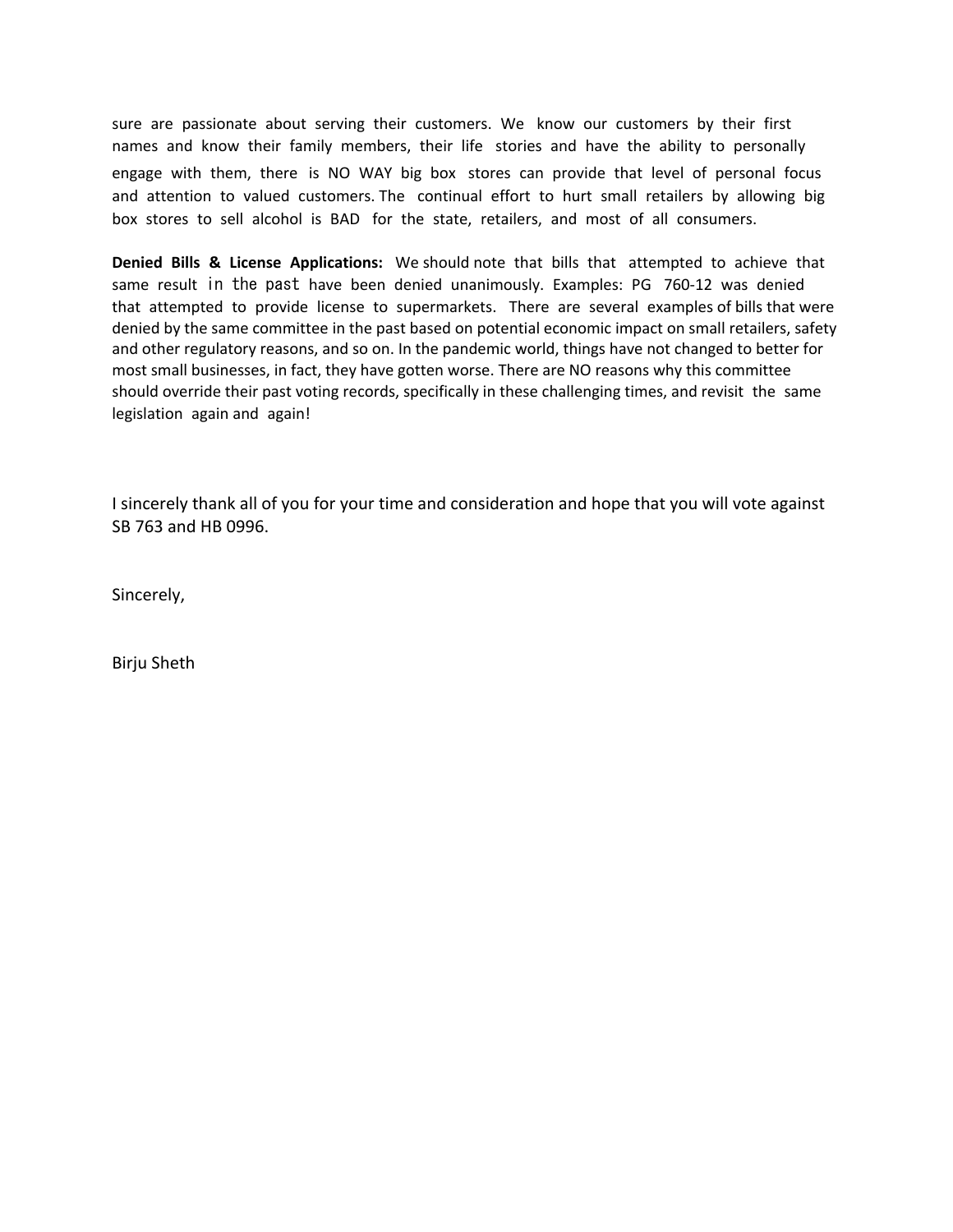sure are passionate about serving their customers. We know our customers by their first names and know their family members, their life stories and have the ability to personally engage with them, there is NO WAY big box stores can provide that level of personal focus and attention to valued customers. The continual effort to hurt small retailers by allowing big box stores to sell alcohol is BAD for the state, retailers, and most of all consumers.

**Denied Bills & License Applications:** We should note that bills that attempted to achieve that same result in the past have been denied unanimously. Examples: PG 760-12 was denied that attempted to provide license to supermarkets. There are several examples of bills that were denied by the same committee in the past based on potential economic impact on small retailers, safety and other regulatory reasons, and so on. In the pandemic world, things have not changed to better for most small businesses, in fact, they have gotten worse. There are NO reasons why this committee should override their past voting records, specifically in these challenging times, and revisit the same legislation again and again!

I sincerely thank all of you for your time and consideration and hope that you will vote against SB 763 and HB 0996.

Sincerely,

Birju Sheth